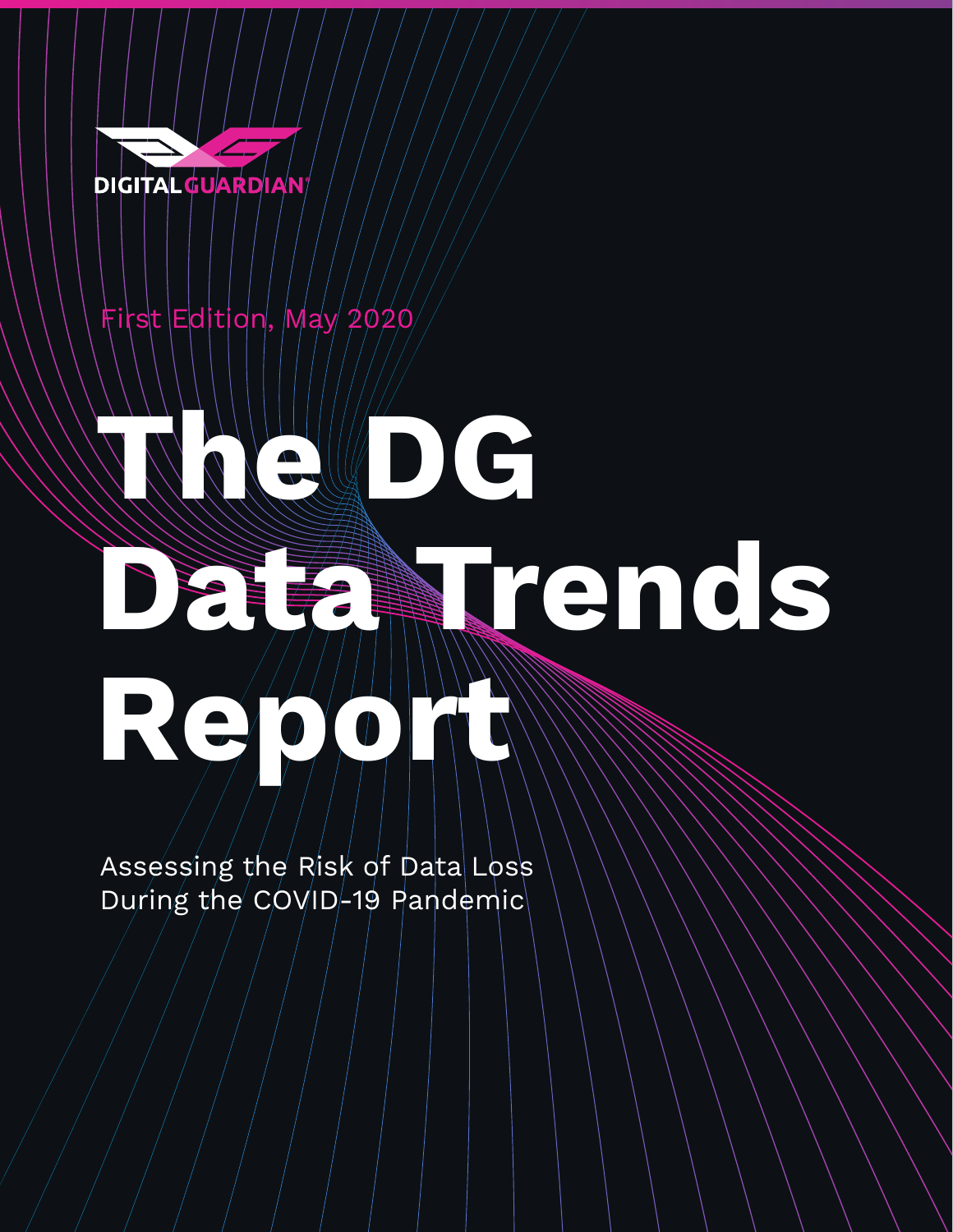DIGITAL GUARDIAN

First Edition, May 2020

# The DG Data Trends Report

Assessing the Risk of Data Loss During the COVID-19 Pandemic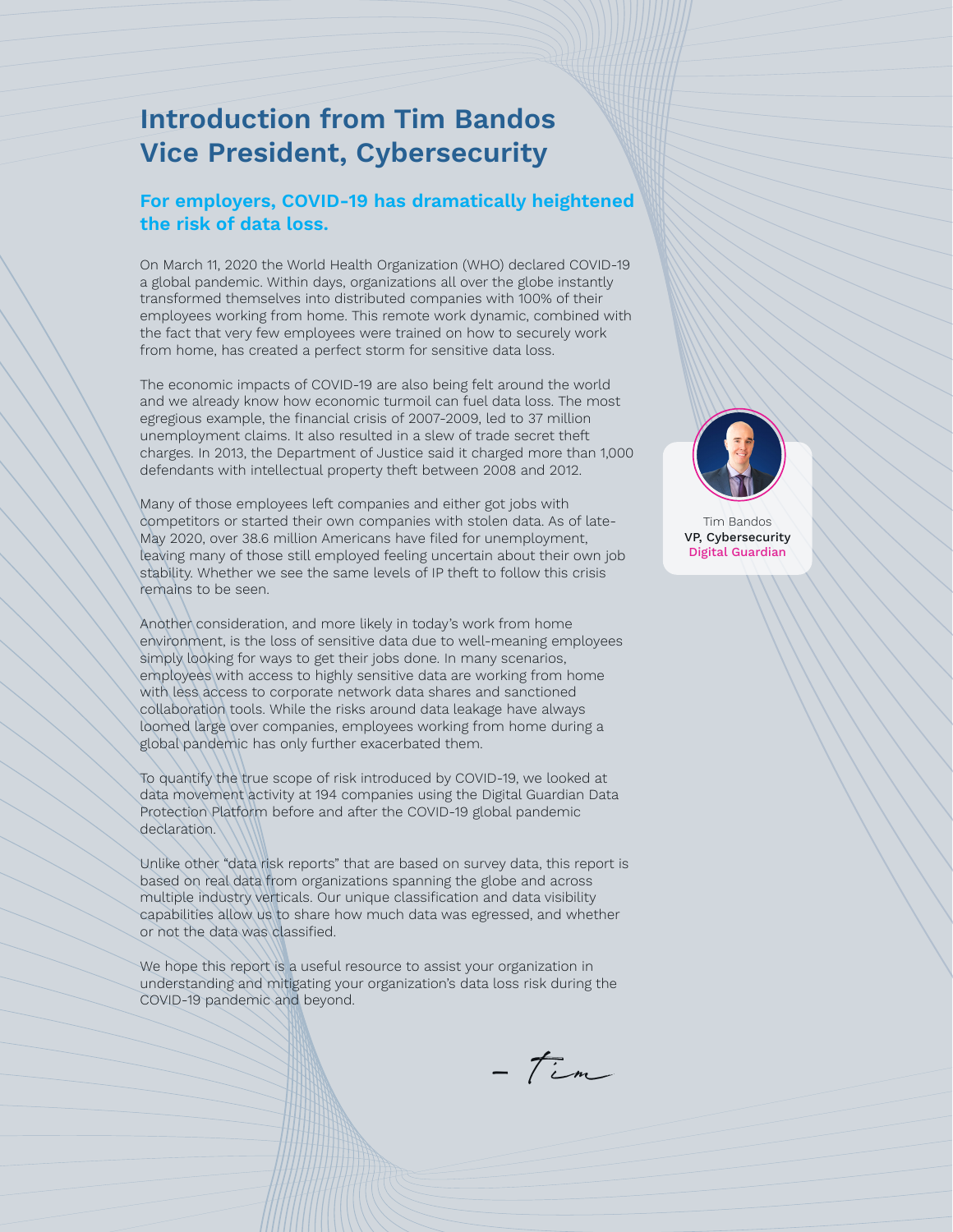# Introduction from Tim Bandos
# Vice President, Cybersecurity

## For employers, COVID-19 has dramatically heightened the risk of data loss.

On March 11, 2020 the World Health Organization (WHO) declared COVID-19 a global pandemic. Within days, organizations all over the globe instantly transformed themselves into distributed companies with 100% of their employees working from home. This remote work dynamic, combined with the fact that very few employees were trained on how to securely work from home, has created a perfect storm for sensitive data loss.

The economic impacts of COVID-19 are also being felt around the world and we already know how economic turmoil can fuel data loss. The most egregious example, the financial crisis of 2007-2009, led to 37 million unemployment claims. It also resulted in a slew of trade secret theft charges. In 2013, the Department of Justice said it charged more than 1,000 defendants with intellectual property theft between 2008 and 2012.

Many of those employees left companies and either got jobs with competitors or started their own companies with stolen data. As of late-May 2020, over 38.6 million Americans have filed for unemployment, leaving many of those still employed feeling uncertain about their own job stability. Whether we see the same levels of IP theft to follow this crisis remains to be seen.

Another consideration, and more likely in today's work from home environment, is the loss of sensitive data due to well-meaning employees simply looking for ways to get their jobs done. In many scenarios, employees with access to highly sensitive data are working from home with less access to corporate network data shares and sanctioned collaboration tools. While the risks around data leakage have always loomed large over companies, employees working from home during a global pandemic has only further exacerbated them.

To quantify the true scope of risk introduced by COVID-19, we looked at data movement activity at 194 companies using the Digital Guardian Data Protection Platform before and after the COVID-19 global pandemic declaration.

Unlike other "data risk reports" that are based on survey data, this report is based on real data from organizations spanning the globe and across multiple industry verticals. Our unique classification and data visibility capabilities allow us to share how much data was egressed, and whether or not the data was classified.

We hope this report is a useful resource to assist your organization in understanding and mitigating your organization's data loss risk during the COVID-19 pandemic and beyond.

– Tim

Tim Bandos
**VP, Cybersecurity**
Digital Guardian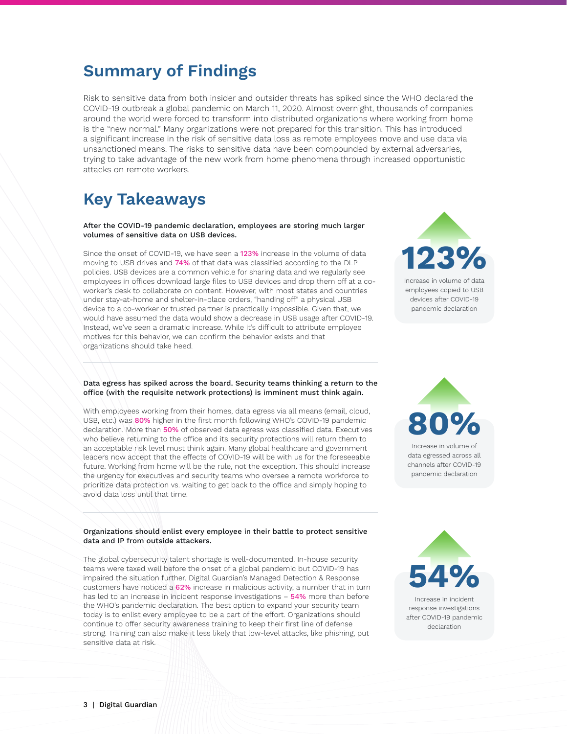## Summary of Findings

Risk to sensitive data from both insider and outsider threats has spiked since the WHO declared the COVID-19 outbreak a global pandemic on March 11, 2020. Almost overnight, thousands of companies around the world were forced to transform into distributed organizations where working from home is the "new normal." Many organizations were not prepared for this transition. This has introduced a significant increase in the risk of sensitive data loss as remote employees move and use data via unsanctioned means. The risks to sensitive data have been compounded by external adversaries, trying to take advantage of the new work from home phenomena through increased opportunistic attacks on remote workers.

## Key Takeaways

**After the COVID-19 pandemic declaration, employees are storing much larger volumes of sensitive data on USB devices.**

Since the onset of COVID-19, we have seen a 123% increase in the volume of data moving to USB drives and 74% of that data was classified according to the DLP policies. USB devices are a common vehicle for sharing data and we regularly see employees in offices download large files to USB devices and drop them off at a co-worker's desk to collaborate on content. However, with most states and countries under stay-at-home and shelter-in-place orders, "handing off" a physical USB device to a co-worker or trusted partner is practically impossible. Given that, we would have assumed the data would show a decrease in USB usage after COVID-19. Instead, we've seen a dramatic increase. While it's difficult to attribute employee motives for this behavior, we can confirm the behavior exists and that organizations should take heed.

**123%**

Increase in volume of data employees copied to USB devices after COVID-19 pandemic declaration

---

**Data egress has spiked across the board. Security teams thinking a return to the office (with the requisite network protections) is imminent must think again.**

With employees working from their homes, data egress via all means (email, cloud, USB, etc.) was 80% higher in the first month following WHO's COVID-19 pandemic declaration. More than 50% of observed data egress was classified data. Executives who believe returning to the office and its security protections will return them to an acceptable risk level must think again. Many global healthcare and government leaders now accept that the effects of COVID-19 will be with us for the foreseeable future. Working from home will be the rule, not the exception. This should increase the urgency for executives and security teams who oversee a remote workforce to prioritize data protection vs. waiting to get back to the office and simply hoping to avoid data loss until that time.

**80%**

Increase in volume of data egressed across all channels after COVID-19 pandemic declaration

---

**Organizations should enlist every employee in their battle to protect sensitive data and IP from outside attackers.**

The global cybersecurity talent shortage is well-documented. In-house security teams were taxed well before the onset of a global pandemic but COVID-19 has impaired the situation further. Digital Guardian's Managed Detection & Response customers have noticed a 62% increase in malicious activity, a number that in turn has led to an increase in incident response investigations – 54% more than before the WHO's pandemic declaration. The best option to expand your security team today is to enlist every employee to be a part of the effort. Organizations should continue to offer security awareness training to keep their first line of defense strong. Training can also make it less likely that low-level attacks, like phishing, put sensitive data at risk.

**54%**

Increase in incident response investigations after COVID-19 pandemic declaration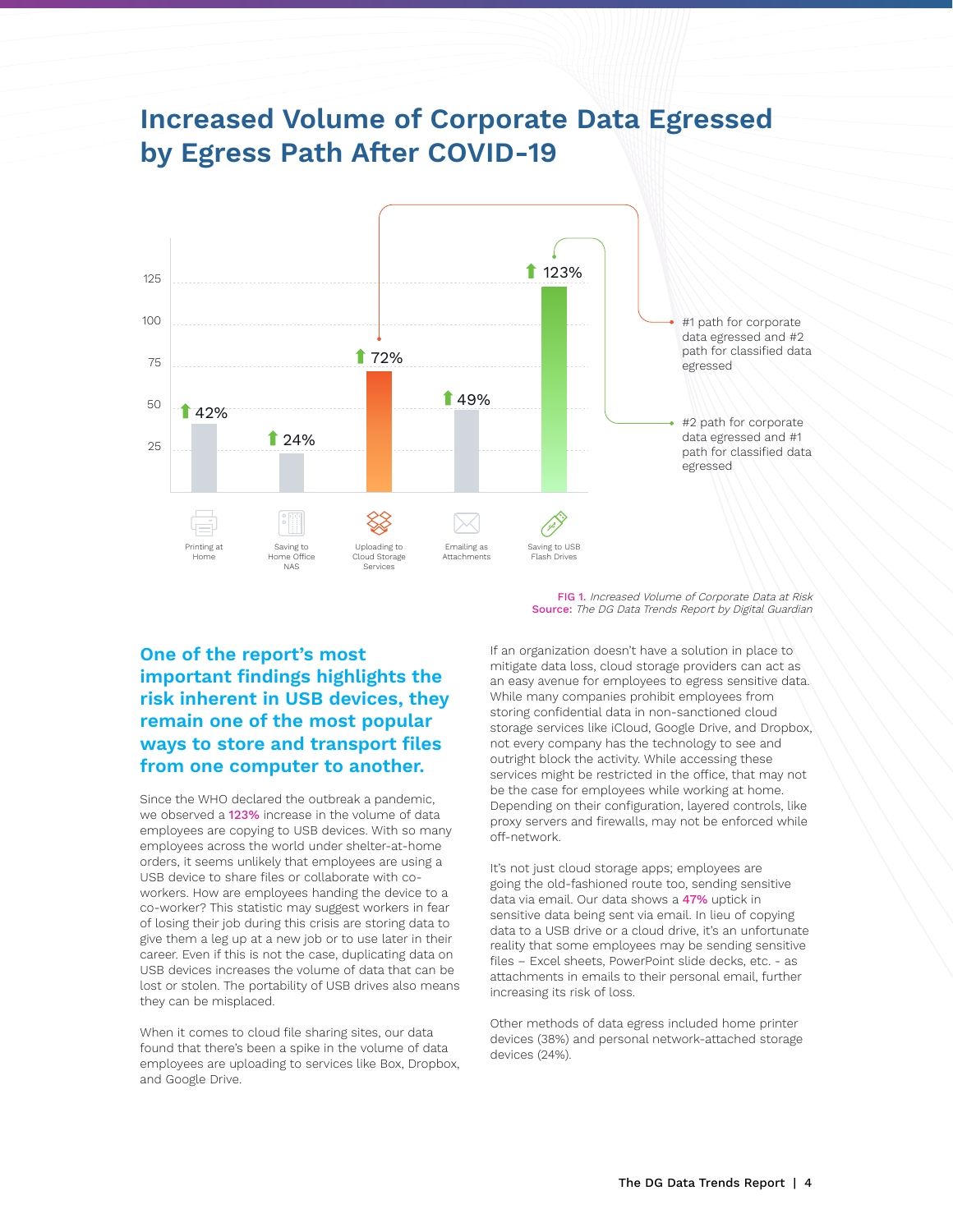# Increased Volume of Corporate Data Egressed by Egress Path After COVID-19

| Egress Path | Increase |
|---|---|
| Printing at Home | 42% |
| Saving to Home Office NAS | 24% |
| Uploading to Cloud Storage Services | 72% |
| Emailing as Attachments | 49% |
| Saving to USB Flash Drives | 123% |

Uploading to Cloud Storage Services: #1 path for corporate data egressed and #2 path for classified data egressed

Saving to USB Flash Drives: #2 path for corporate data egressed and #1 path for classified data egressed

**FIG 1.** *Increased Volume of Corporate Data at Risk*
**Source:** *The DG Data Trends Report by Digital Guardian*

## One of the report's most important findings highlights the risk inherent in USB devices, they remain one of the most popular ways to store and transport files from one computer to another.

Since the WHO declared the outbreak a pandemic, we observed a 123% increase in the volume of data employees are copying to USB devices. With so many employees across the world under shelter-at-home orders, it seems unlikely that employees are using a USB device to share files or collaborate with co-workers. How are employees handing the device to a co-worker? This statistic may suggest workers in fear of losing their job during this crisis are storing data to give them a leg up at a new job or to use later in their career. Even if this is not the case, duplicating data on USB devices increases the volume of data that can be lost or stolen. The portability of USB drives also means they can be misplaced.

When it comes to cloud file sharing sites, our data found that there's been a spike in the volume of data employees are uploading to services like Box, Dropbox, and Google Drive.

If an organization doesn't have a solution in place to mitigate data loss, cloud storage providers can act as an easy avenue for employees to egress sensitive data. While many companies prohibit employees from storing confidential data in non-sanctioned cloud storage services like iCloud, Google Drive, and Dropbox, not every company has the technology to see and outright block the activity. While accessing these services might be restricted in the office, that may not be the case for employees while working at home. Depending on their configuration, layered controls, like proxy servers and firewalls, may not be enforced while off-network.

It's not just cloud storage apps; employees are going the old-fashioned route too, sending sensitive data via email. Our data shows a 47% uptick in sensitive data being sent via email. In lieu of copying data to a USB drive or a cloud drive, it's an unfortunate reality that some employees may be sending sensitive files – Excel sheets, PowerPoint slide decks, etc. - as attachments in emails to their personal email, further increasing its risk of loss.

Other methods of data egress included home printer devices (38%) and personal network-attached storage devices (24%).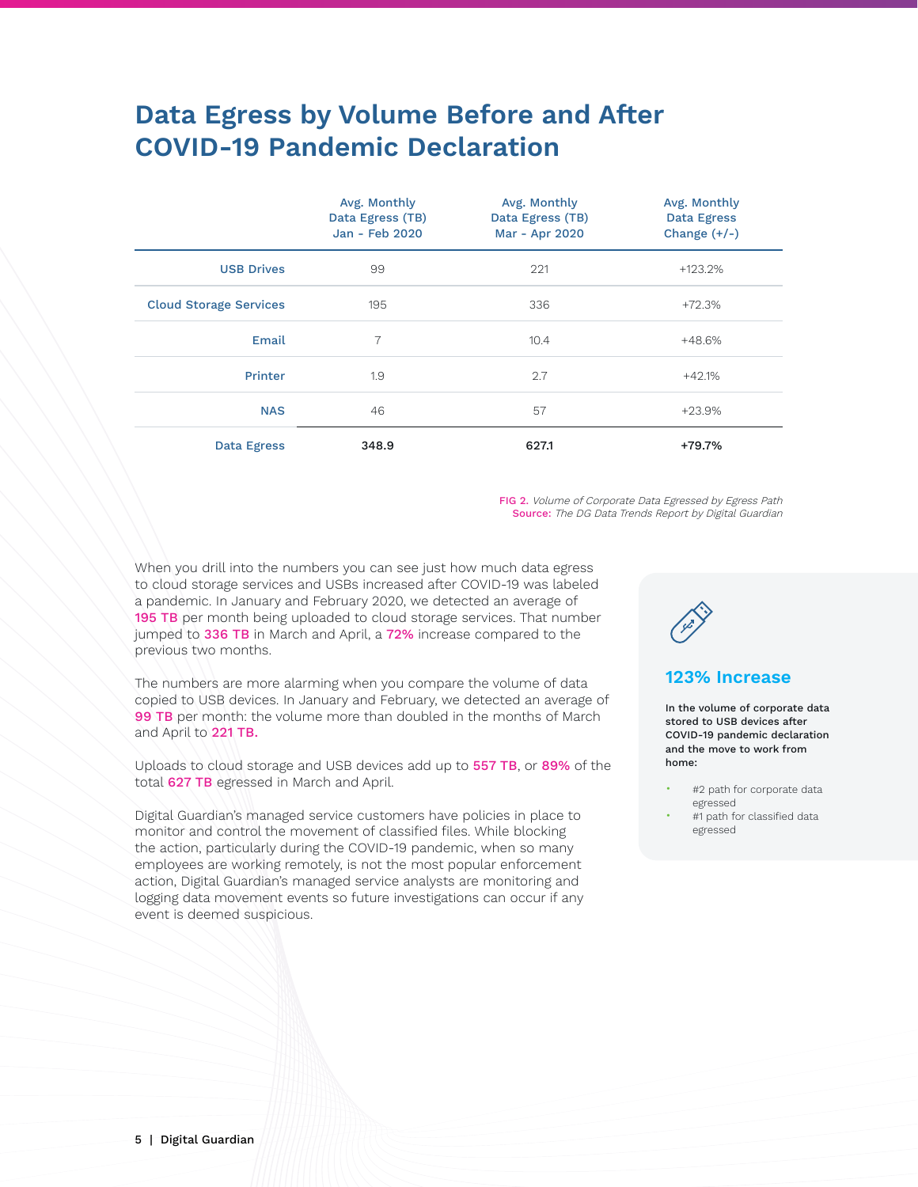# Data Egress by Volume Before and After COVID-19 Pandemic Declaration

| | Avg. Monthly Data Egress (TB) Jan - Feb 2020 | Avg. Monthly Data Egress (TB) Mar - Apr 2020 | Avg. Monthly Data Egress Change (+/-) |
|---|---|---|---|
| USB Drives | 99 | 221 | +123.2% |
| Cloud Storage Services | 195 | 336 | +72.3% |
| Email | 7 | 10.4 | +48.6% |
| Printer | 1.9 | 2.7 | +42.1% |
| NAS | 46 | 57 | +23.9% |
| Data Egress | **348.9** | **627.1** | **+79.7%** |

FIG 2. *Volume of Corporate Data Egressed by Egress Path*
Source: *The DG Data Trends Report by Digital Guardian*

When you drill into the numbers you can see just how much data egress to cloud storage services and USBs increased after COVID-19 was labeled a pandemic. In January and February 2020, we detected an average of 195 TB per month being uploaded to cloud storage services. That number jumped to 336 TB in March and April, a 72% increase compared to the previous two months.

The numbers are more alarming when you compare the volume of data copied to USB devices. In January and February, we detected an average of 99 TB per month: the volume more than doubled in the months of March and April to 221 TB.

Uploads to cloud storage and USB devices add up to 557 TB, or 89% of the total 627 TB egressed in March and April.

Digital Guardian's managed service customers have policies in place to monitor and control the movement of classified files. While blocking the action, particularly during the COVID-19 pandemic, when so many employees are working remotely, is not the most popular enforcement action, Digital Guardian's managed service analysts are monitoring and logging data movement events so future investigations can occur if any event is deemed suspicious.

### 123% Increase

**In the volume of corporate data stored to USB devices after COVID-19 pandemic declaration and the move to work from home:**

- #2 path for corporate data egressed
- #1 path for classified data egressed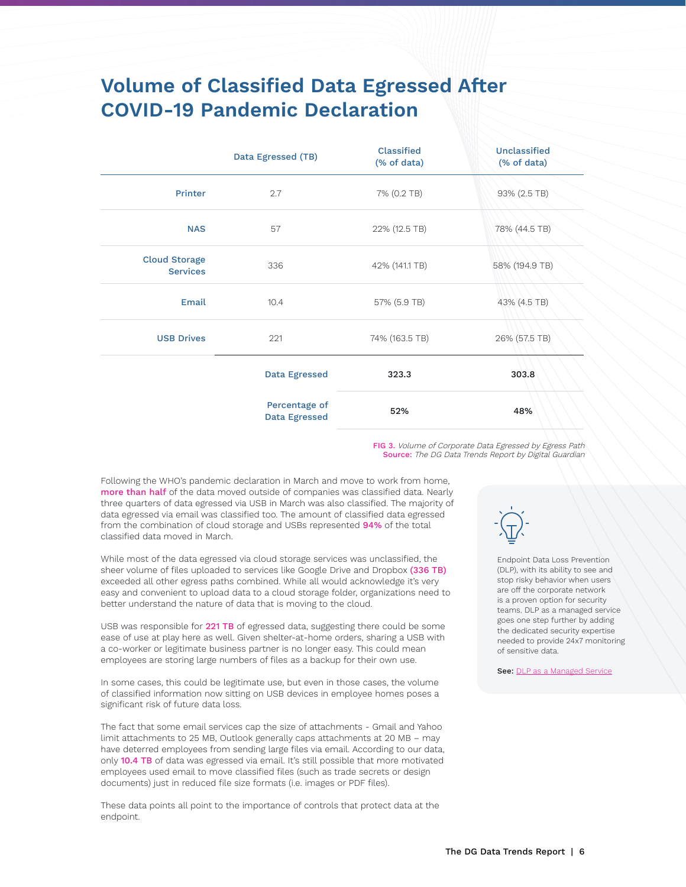# Volume of Classified Data Egressed After COVID-19 Pandemic Declaration

| | Data Egressed (TB) | Classified (% of data) | Unclassified (% of data) |
|---|---|---|---|
| Printer | 2.7 | 7% (0.2 TB) | 93% (2.5 TB) |
| NAS | 57 | 22% (12.5 TB) | 78% (44.5 TB) |
| Cloud Storage Services | 336 | 42% (141.1 TB) | 58% (194.9 TB) |
| Email | 10.4 | 57% (5.9 TB) | 43% (4.5 TB) |
| USB Drives | 221 | 74% (163.5 TB) | 26% (57.5 TB) |
| | Data Egressed | **323.3** | **303.8** |
| | Percentage of Data Egressed | **52%** | **48%** |

**FIG 3.** *Volume of Corporate Data Egressed by Egress Path*
**Source:** *The DG Data Trends Report by Digital Guardian*

Following the WHO's pandemic declaration in March and move to work from home, more than half of the data moved outside of companies was classified data. Nearly three quarters of data egressed via USB in March was also classified. The majority of data egressed via email was classified too. The amount of classified data egressed from the combination of cloud storage and USBs represented 94% of the total classified data moved in March.

While most of the data egressed via cloud storage services was unclassified, the sheer volume of files uploaded to services like Google Drive and Dropbox (336 TB) exceeded all other egress paths combined. While all would acknowledge it's very easy and convenient to upload data to a cloud storage folder, organizations need to better understand the nature of data that is moving to the cloud.

USB was responsible for 221 TB of egressed data, suggesting there could be some ease of use at play here as well. Given shelter-at-home orders, sharing a USB with a co-worker or legitimate business partner is no longer easy. This could mean employees are storing large numbers of files as a backup for their own use.

In some cases, this could be legitimate use, but even in those cases, the volume of classified information now sitting on USB devices in employee homes poses a significant risk of future data loss.

The fact that some email services cap the size of attachments - Gmail and Yahoo limit attachments to 25 MB, Outlook generally caps attachments at 20 MB – may have deterred employees from sending large files via email. According to our data, only 10.4 TB of data was egressed via email. It's still possible that more motivated employees used email to move classified files (such as trade secrets or design documents) just in reduced file size formats (i.e. images or PDF files).

These data points all point to the importance of controls that protect data at the endpoint.

Endpoint Data Loss Prevention (DLP), with its ability to see and stop risky behavior when users are off the corporate network is a proven option for security teams. DLP as a managed service goes one step further by adding the dedicated security expertise needed to provide 24x7 monitoring of sensitive data.

**See:** DLP as a Managed Service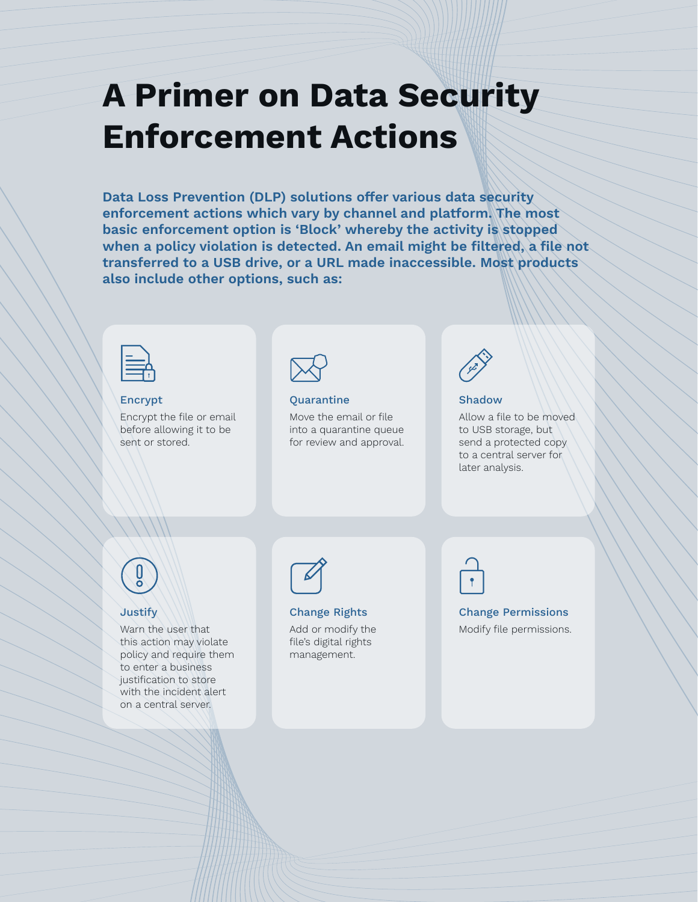# A Primer on Data Security Enforcement Actions

**Data Loss Prevention (DLP) solutions offer various data security enforcement actions which vary by channel and platform. The most basic enforcement option is 'Block' whereby the activity is stopped when a policy violation is detected. An email might be filtered, a file not transferred to a USB drive, or a URL made inaccessible. Most products also include other options, such as:**

### Encrypt

Encrypt the file or email before allowing it to be sent or stored.

### Quarantine

Move the email or file into a quarantine queue for review and approval.

### Shadow

Allow a file to be moved to USB storage, but send a protected copy to a central server for later analysis.

### Justify

Warn the user that this action may violate policy and require them to enter a business justification to store with the incident alert on a central server.

### Change Rights

Add or modify the file's digital rights management.

### Change Permissions

Modify file permissions.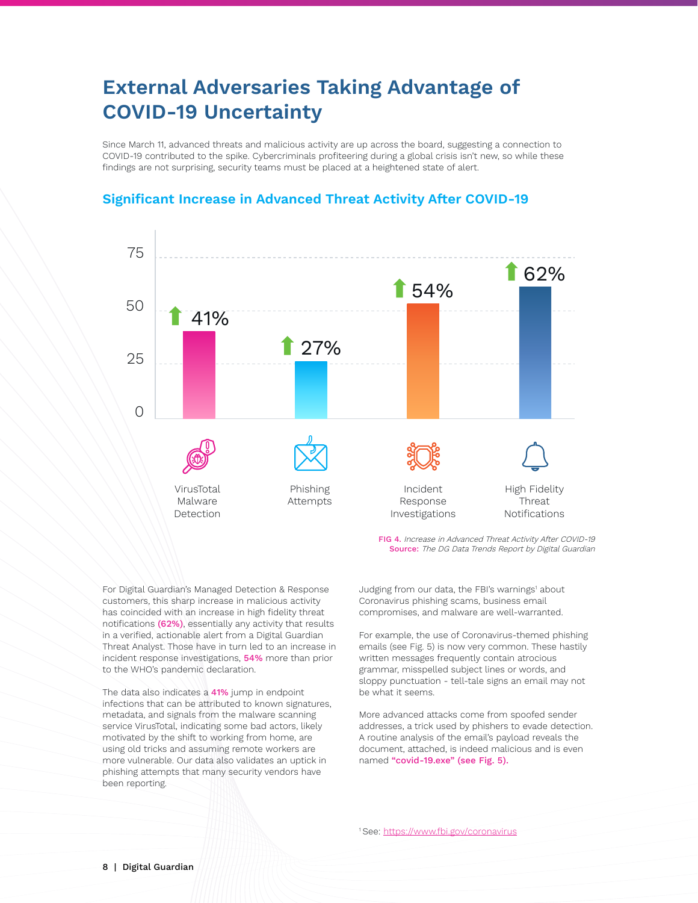# External Adversaries Taking Advantage of COVID-19 Uncertainty

Since March 11, advanced threats and malicious activity are up across the board, suggesting a connection to COVID-19 contributed to the spike. Cybercriminals profiteering during a global crisis isn't new, so while these findings are not surprising, security teams must be placed at a heightened state of alert.

## Significant Increase in Advanced Threat Activity After COVID-19

| Category | Increase |
| --- | --- |
| VirusTotal Malware Detection | 41% |
| Phishing Attempts | 27% |
| Incident Response Investigations | 54% |
| High Fidelity Threat Notifications | 62% |

**FIG 4.** *Increase in Advanced Threat Activity After COVID-19*
**Source:** *The DG Data Trends Report by Digital Guardian*

For Digital Guardian's Managed Detection & Response customers, this sharp increase in malicious activity has coincided with an increase in high fidelity threat notifications **(62%)**, essentially any activity that results in a verified, actionable alert from a Digital Guardian Threat Analyst. Those have in turn led to an increase in incident response investigations, **54%** more than prior to the WHO's pandemic declaration.

The data also indicates a **41%** jump in endpoint infections that can be attributed to known signatures, metadata, and signals from the malware scanning service VirusTotal, indicating some bad actors, likely motivated by the shift to working from home, are using old tricks and assuming remote workers are more vulnerable. Our data also validates an uptick in phishing attempts that many security vendors have been reporting.

Judging from our data, the FBI's warnings[1] about Coronavirus phishing scams, business email compromises, and malware are well-warranted.

For example, the use of Coronavirus-themed phishing emails (see Fig. 5) is now very common. These hastily written messages frequently contain atrocious grammar, misspelled subject lines or words, and sloppy punctuation - tell-tale signs an email may not be what it seems.

More advanced attacks come from spoofed sender addresses, a trick used by phishers to evade detection. A routine analysis of the email's payload reveals the document, attached, is indeed malicious and is even named **"covid-19.exe" (see Fig. 5).**

[1] See: https://www.fbi.gov/coronavirus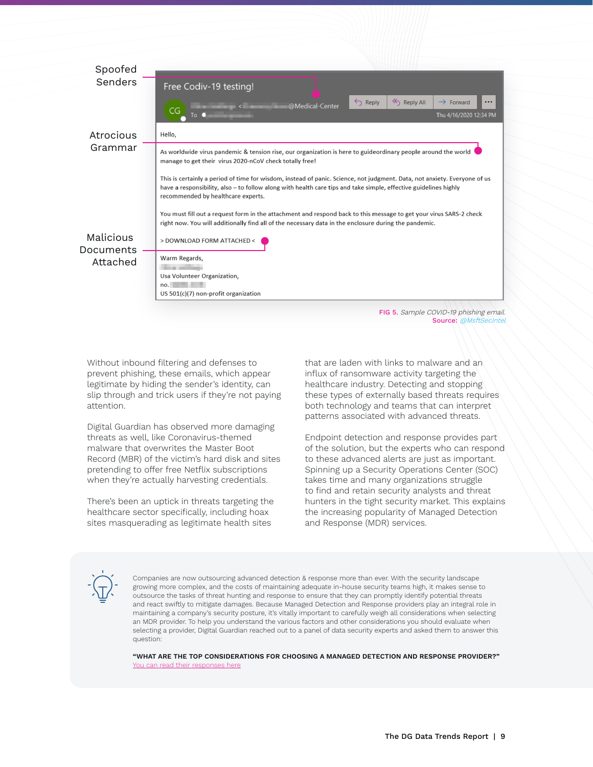Spoofed Senders

Atrocious Grammar

Malicious Documents Attached

**Free Codiv-19 testing!**

@Medical-Center

Thu 4/16/2020 12:34 PM

Hello,

As worldwide virus pandemic & tension rise, our organization is here to guideordinary people around the world manage to get their virus 2020-nCoV check totally free!

This is certainly a period of time for wisdom, instead of panic. Science, not judgment. Data, not anxiety. Everyone of us have a responsibility, also – to follow along with health care tips and take simple, effective guidelines highly recommended by healthcare experts.

You must fill out a request form in the attachment and respond back to this message to get your virus SARS-2 check right now. You will additionally find all of the necessary data in the enclosure during the pandemic.

> DOWNLOAD FORM ATTACHED <

Warm Regards,

Usa Volunteer Organization,

no.

US 501(c)(7) non-profit organization

FIG 5. *Sample COVID-19 phishing email.*
Source: *@MsftSecIntel*

Without inbound filtering and defenses to prevent phishing, these emails, which appear legitimate by hiding the sender's identity, can slip through and trick users if they're not paying attention.

Digital Guardian has observed more damaging threats as well, like Coronavirus-themed malware that overwrites the Master Boot Record (MBR) of the victim's hard disk and sites pretending to offer free Netflix subscriptions when they're actually harvesting credentials.

There's been an uptick in threats targeting the healthcare sector specifically, including hoax sites masquerading as legitimate health sites that are laden with links to malware and an influx of ransomware activity targeting the healthcare industry. Detecting and stopping these types of externally based threats requires both technology and teams that can interpret patterns associated with advanced threats.

Endpoint detection and response provides part of the solution, but the experts who can respond to these advanced alerts are just as important. Spinning up a Security Operations Center (SOC) takes time and many organizations struggle to find and retain security analysts and threat hunters in the tight security market. This explains the increasing popularity of Managed Detection and Response (MDR) services.

Companies are now outsourcing advanced detection & response more than ever. With the security landscape growing more complex, and the costs of maintaining adequate in-house security teams high, it makes sense to outsource the tasks of threat hunting and response to ensure that they can promptly identify potential threats and react swiftly to mitigate damages. Because Managed Detection and Response providers play an integral role in maintaining a company's security posture, it's vitally important to carefully weigh all considerations when selecting an MDR provider. To help you understand the various factors and other considerations you should evaluate when selecting a provider, Digital Guardian reached out to a panel of data security experts and asked them to answer this question:

**"WHAT ARE THE TOP CONSIDERATIONS FOR CHOOSING A MANAGED DETECTION AND RESPONSE PROVIDER?"**
You can read their responses here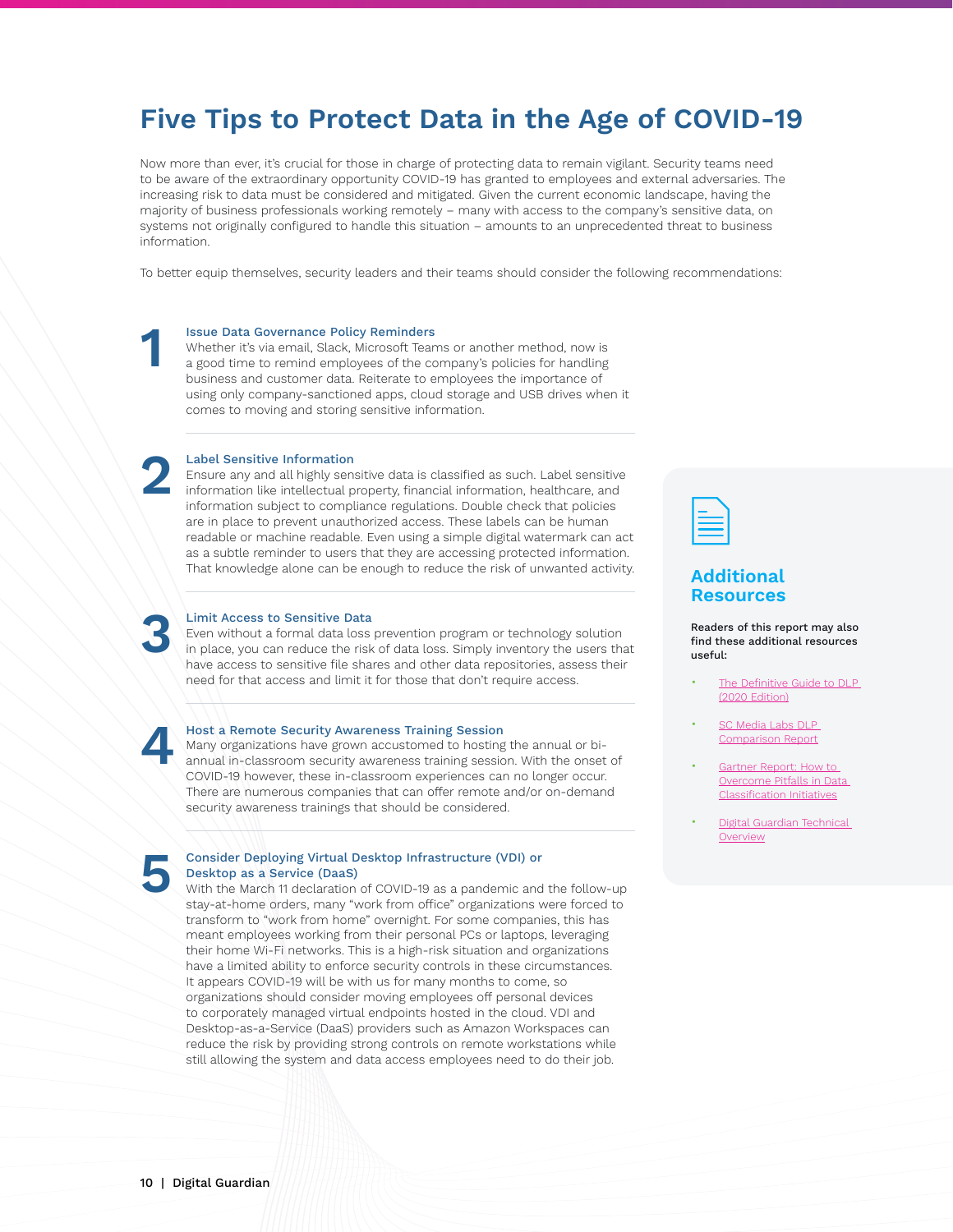# Five Tips to Protect Data in the Age of COVID-19

Now more than ever, it's crucial for those in charge of protecting data to remain vigilant. Security teams need to be aware of the extraordinary opportunity COVID-19 has granted to employees and external adversaries. The increasing risk to data must be considered and mitigated. Given the current economic landscape, having the majority of business professionals working remotely – many with access to the company's sensitive data, on systems not originally configured to handle this situation – amounts to an unprecedented threat to business information.

To better equip themselves, security leaders and their teams should consider the following recommendations:

### 1 Issue Data Governance Policy Reminders

Whether it's via email, Slack, Microsoft Teams or another method, now is a good time to remind employees of the company's policies for handling business and customer data. Reiterate to employees the importance of using only company-sanctioned apps, cloud storage and USB drives when it comes to moving and storing sensitive information.

### 2 Label Sensitive Information

Ensure any and all highly sensitive data is classified as such. Label sensitive information like intellectual property, financial information, healthcare, and information subject to compliance regulations. Double check that policies are in place to prevent unauthorized access. These labels can be human readable or machine readable. Even using a simple digital watermark can act as a subtle reminder to users that they are accessing protected information. That knowledge alone can be enough to reduce the risk of unwanted activity.

### 3 Limit Access to Sensitive Data

Even without a formal data loss prevention program or technology solution in place, you can reduce the risk of data loss. Simply inventory the users that have access to sensitive file shares and other data repositories, assess their need for that access and limit it for those that don't require access.

### 4 Host a Remote Security Awareness Training Session

Many organizations have grown accustomed to hosting the annual or bi-annual in-classroom security awareness training session. With the onset of COVID-19 however, these in-classroom experiences can no longer occur. There are numerous companies that can offer remote and/or on-demand security awareness trainings that should be considered.

### 5 Consider Deploying Virtual Desktop Infrastructure (VDI) or Desktop as a Service (DaaS)

With the March 11 declaration of COVID-19 as a pandemic and the follow-up stay-at-home orders, many "work from office" organizations were forced to transform to "work from home" overnight. For some companies, this has meant employees working from their personal PCs or laptops, leveraging their home Wi-Fi networks. This is a high-risk situation and organizations have a limited ability to enforce security controls in these circumstances. It appears COVID-19 will be with us for many months to come, so organizations should consider moving employees off personal devices to corporately managed virtual endpoints hosted in the cloud. VDI and Desktop-as-a-Service (DaaS) providers such as Amazon Workspaces can reduce the risk by providing strong controls on remote workstations while still allowing the system and data access employees need to do their job.

## Additional Resources

**Readers of this report may also find these additional resources useful:**

- The Definitive Guide to DLP (2020 Edition)
- SC Media Labs DLP Comparison Report
- Gartner Report: How to Overcome Pitfalls in Data Classification Initiatives
- Digital Guardian Technical Overview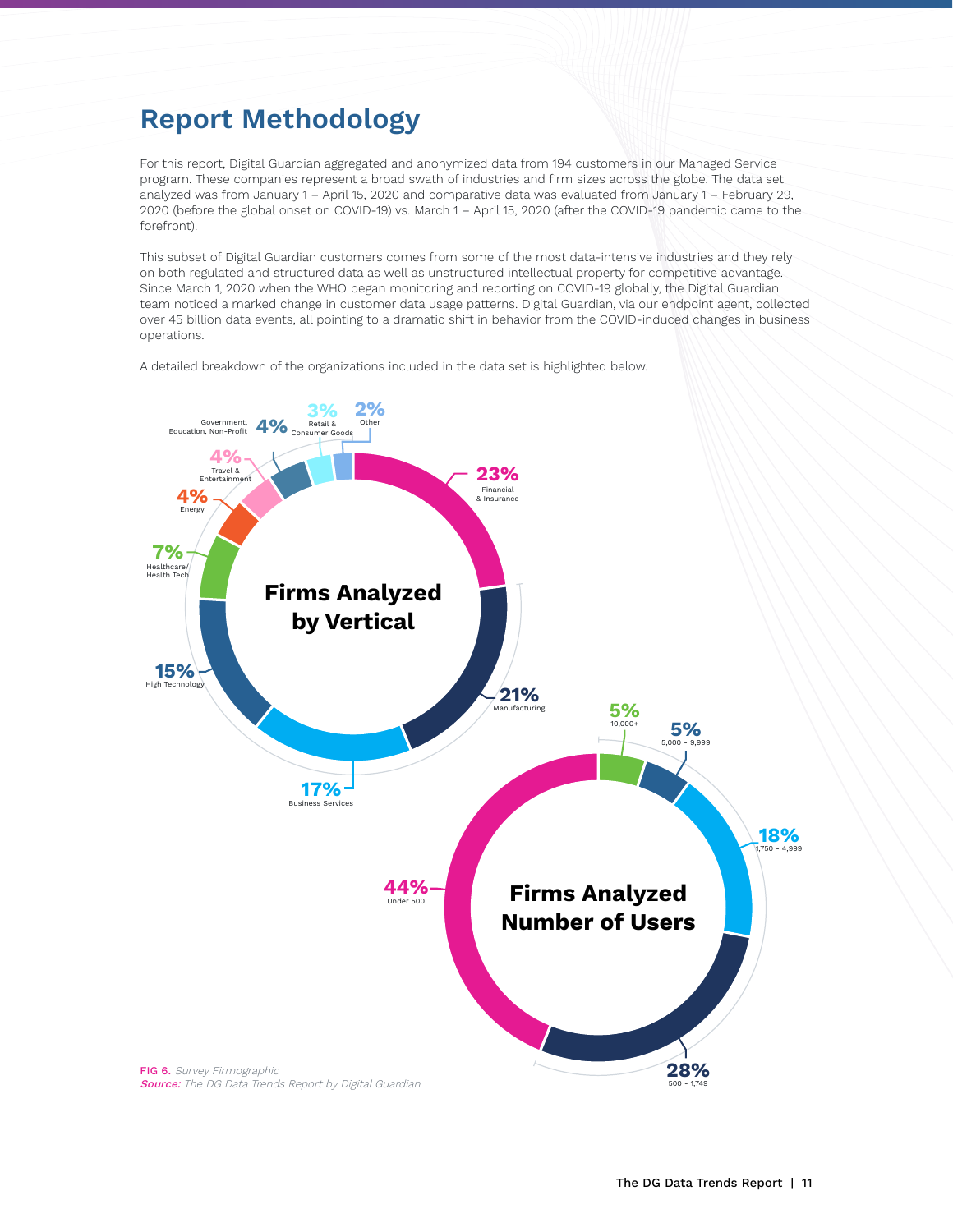## Report Methodology

For this report, Digital Guardian aggregated and anonymized data from 194 customers in our Managed Service program. These companies represent a broad swath of industries and firm sizes across the globe. The data set analyzed was from January 1 – April 15, 2020 and comparative data was evaluated from January 1 – February 29, 2020 (before the global onset on COVID-19) vs. March 1 – April 15, 2020 (after the COVID-19 pandemic came to the forefront).

This subset of Digital Guardian customers comes from some of the most data-intensive industries and they rely on both regulated and structured data as well as unstructured intellectual property for competitive advantage. Since March 1, 2020 when the WHO began monitoring and reporting on COVID-19 globally, the Digital Guardian team noticed a marked change in customer data usage patterns. Digital Guardian, via our endpoint agent, collected over 45 billion data events, all pointing to a dramatic shift in behavior from the COVID-induced changes in business operations.

A detailed breakdown of the organizations included in the data set is highlighted below.

**Firms Analyzed by Vertical**

| Vertical | Share |
|---|---|
| Financial & Insurance | 23% |
| Manufacturing | 21% |
| Business Services | 17% |
| High Technology | 15% |
| Healthcare/ Health Tech | 7% |
| Energy | 4% |
| Travel & Entertainment | 4% |
| Government, Education, Non-Profit | 4% |
| Retail & Consumer Goods | 3% |
| Other | 2% |

**Firms Analyzed Number of Users**

| Number of Users | Share |
|---|---|
| 10,000+ | 5% |
| 5,000 - 9,999 | 5% |
| 1,750 - 4,999 | 18% |
| 500 - 1,749 | 28% |
| Under 500 | 44% |

**FIG 6.** *Survey Firmographic*
***Source:*** *The DG Data Trends Report by Digital Guardian*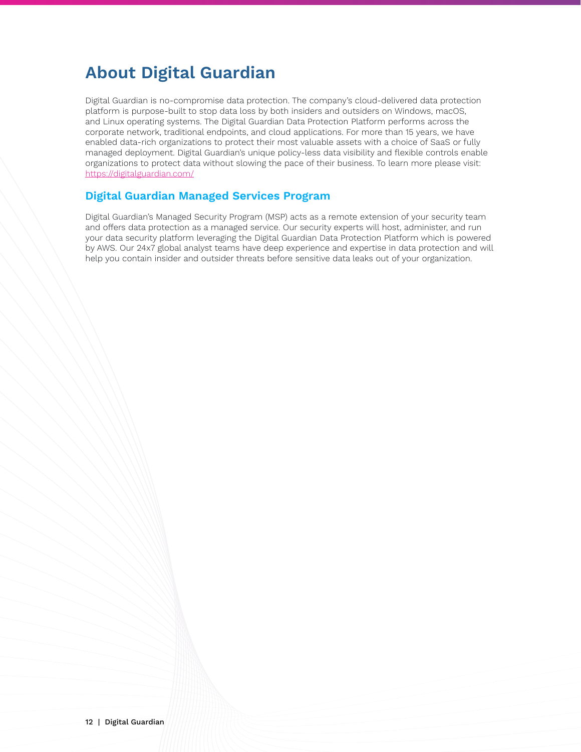# About Digital Guardian

Digital Guardian is no-compromise data protection. The company's cloud-delivered data protection platform is purpose-built to stop data loss by both insiders and outsiders on Windows, macOS, and Linux operating systems. The Digital Guardian Data Protection Platform performs across the corporate network, traditional endpoints, and cloud applications. For more than 15 years, we have enabled data-rich organizations to protect their most valuable assets with a choice of SaaS or fully managed deployment. Digital Guardian's unique policy-less data visibility and flexible controls enable organizations to protect data without slowing the pace of their business. To learn more please visit: https://digitalguardian.com/

## Digital Guardian Managed Services Program

Digital Guardian's Managed Security Program (MSP) acts as a remote extension of your security team and offers data protection as a managed service. Our security experts will host, administer, and run your data security platform leveraging the Digital Guardian Data Protection Platform which is powered by AWS. Our 24x7 global analyst teams have deep experience and expertise in data protection and will help you contain insider and outsider threats before sensitive data leaks out of your organization.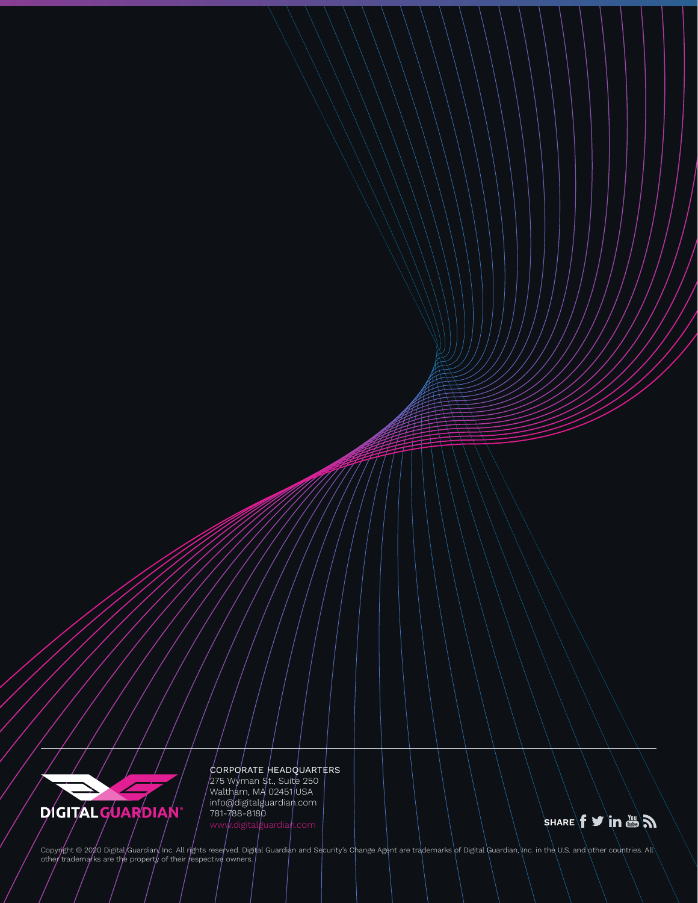DIGITAL GUARDIAN®

CORPORATE HEADQUARTERS
275 Wyman St., Suite 250
Waltham, MA 02451 USA
info@digitalguardian.com
781-788-8180
www.digitalguardian.com

SHARE

Copyright © 2020 Digital Guardian, Inc. All rights reserved. Digital Guardian and Security's Change Agent are trademarks of Digital Guardian, Inc. in the U.S. and other countries. All other trademarks are the property of their respective owners.